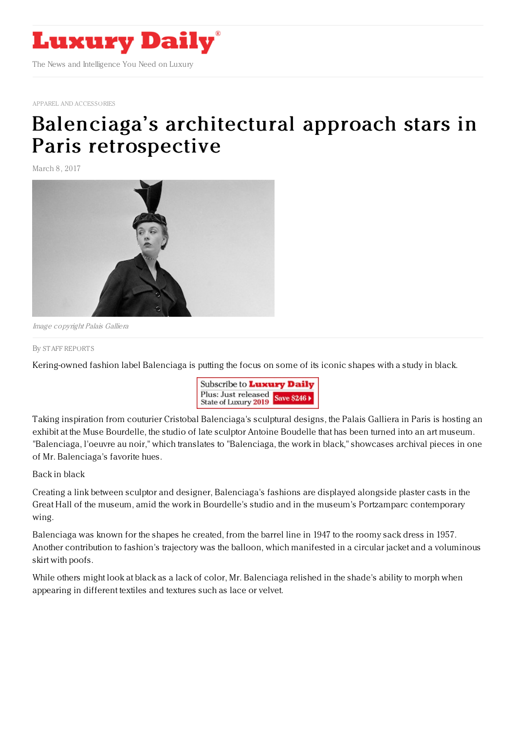# Luxury Daily

The News and Intelligence You Need on Luxury

APPAREL AND ACCESSORIES

# Balenciaga's architectural approach stars in Paris retrospective

March 8, 2017

*Image copyright Palais Galliera*

By STAFF REPORTS

Kering-owned fashion label Balenciaga is putting the focus on some of its iconic shapes with a study in black.

Taking inspiration from couturier Cristobal Balenciaga's sculptural designs, the Palais Galliera in Paris is hosting an exhibit at the Muse Bourdelle, the studio of late sculptor Antoine Boudelle that has been turned into an art museum. "Balenciaga, l'oeuvre au noir," which translates to "Balenciaga, the work in black," showcases archival pieces in one of Mr. Balenciaga's favorite hues.

Back in black

Creating a link between sculptor and designer, Balenciaga's fashions are displayed alongside plaster casts in the Great Hall of the museum, amid the work in Bourdelle's studio and in the museum's Portzamparc contemporary wing.

Balenciaga was known for the shapes he created, from the barrel line in 1947 to the roomy sack dress in 1957. Another contribution to fashion's trajectory was the balloon, which manifested in a circular jacket and a voluminous skirt with poofs.

While others might look at black as a lack of color, Mr. Balenciaga relished in the shade's ability to morph when appearing in different textiles and textures such as lace or velvet.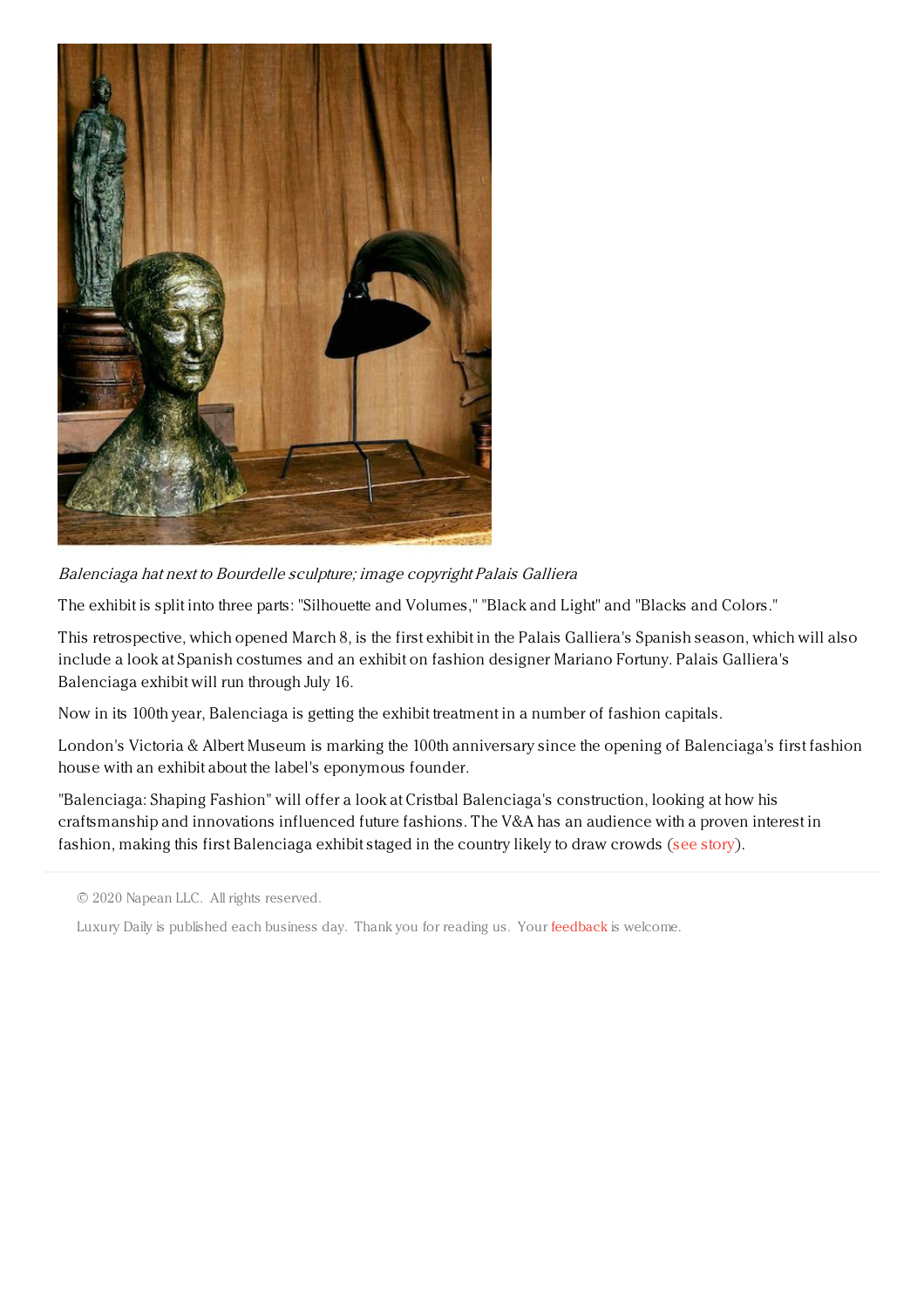*Balenciaga hat next to Bourdelle sculpture; image copyright Palais Galliera*

The exhibit is split into three parts: "Silhouette and Volumes," "Black and Light" and "Blacks and Colors."

This retrospective, which opened March 8, is the first exhibit in the Palais Galliera's Spanish season, which will also include a look at Spanish costumes and an exhibit on fashion designer Mariano Fortuny. Palais Galliera's Balenciaga exhibit will run through July 16.

Now in its 100th year, Balenciaga is getting the exhibit treatment in a number of fashion capitals.

London's Victoria & Albert Museum is marking the 100th anniversary since the opening of Balenciaga's first fashion house with an exhibit about the label's eponymous founder.

"Balenciaga: Shaping Fashion" will offer a look at Cristbal Balenciaga's construction, looking at how his craftsmanship and innovations influenced future fashions. The V&A has an audience with a proven interest in fashion, making this first Balenciaga exhibit staged in the country likely to draw crowds (see story).

© 2020 Napean LLC. All rights reserved.

Luxury Daily is published each business day. Thank you for reading us. Your feedback is welcome.